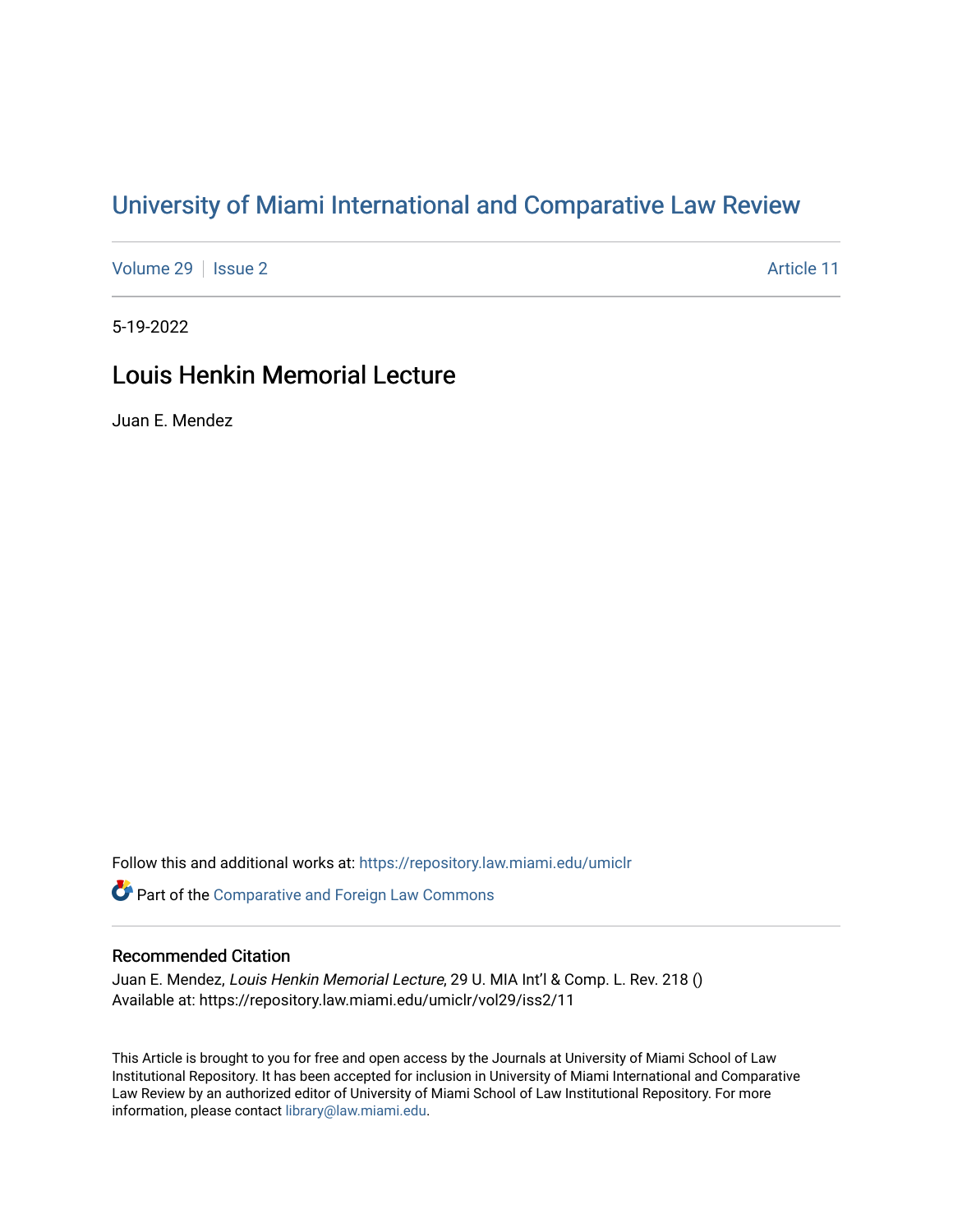# University of Miami International and Comparative Law Review

Volume 29 | Issue 2 | Article 11

5-19-2022

## Louis Henkin Memorial Lecture

Juan E. Mendez

Follow this and additional works at: https://repository.law.miami.edu/umiclr

Part of the Comparative and Foreign Law Commons

### Recommended Citation

Juan E. Mendez, *Louis Henkin Memorial Lecture*, 29 U. MIA Int'l & Comp. L. Rev. 218 ()
Available at: https://repository.law.miami.edu/umiclr/vol29/iss2/11

This Article is brought to you for free and open access by the Journals at University of Miami School of Law Institutional Repository. It has been accepted for inclusion in University of Miami International and Comparative Law Review by an authorized editor of University of Miami School of Law Institutional Repository. For more information, please contact library@law.miami.edu.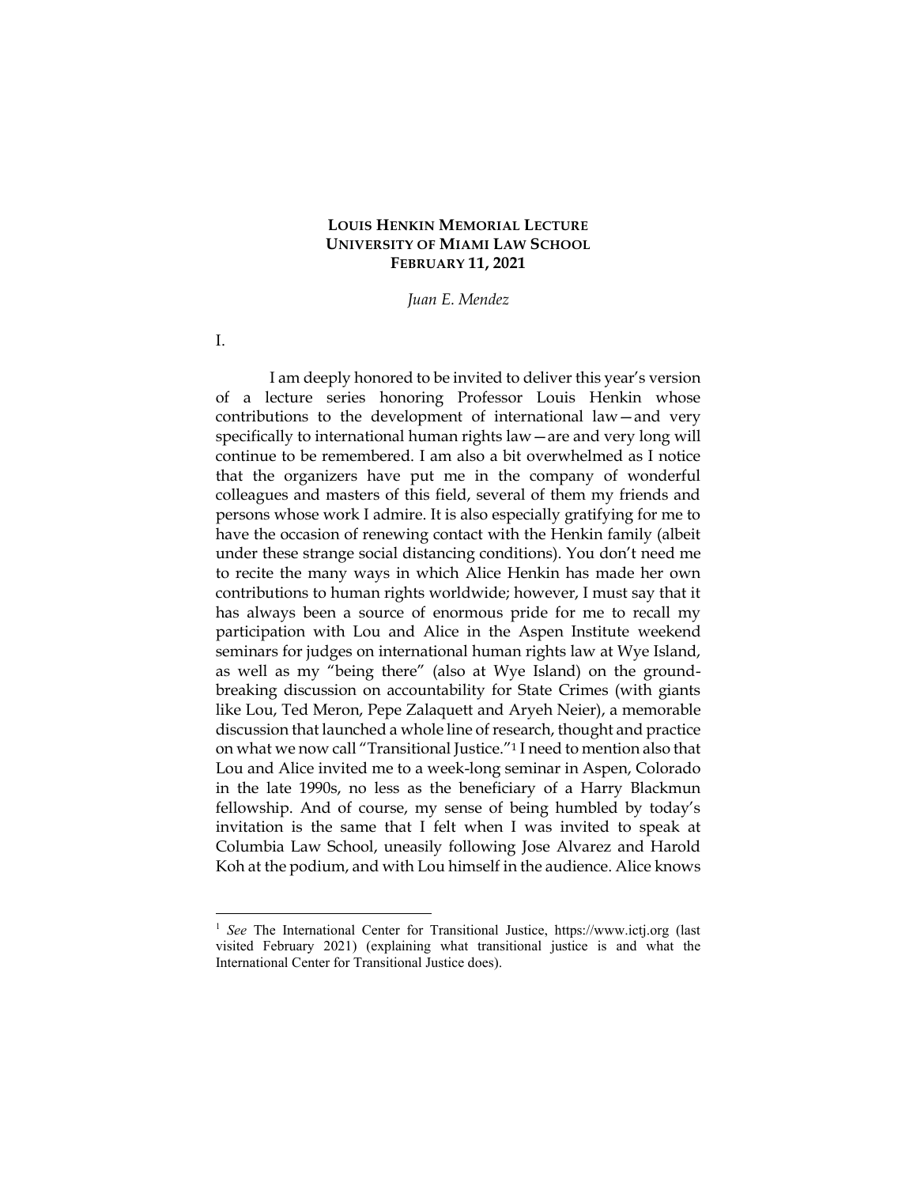**LOUIS HENKIN MEMORIAL LECTURE**
**UNIVERSITY OF MIAMI LAW SCHOOL**
**FEBRUARY 11, 2021**

*Juan E. Mendez*

I.

I am deeply honored to be invited to deliver this year's version of a lecture series honoring Professor Louis Henkin whose contributions to the development of international law—and very specifically to international human rights law—are and very long will continue to be remembered. I am also a bit overwhelmed as I notice that the organizers have put me in the company of wonderful colleagues and masters of this field, several of them my friends and persons whose work I admire. It is also especially gratifying for me to have the occasion of renewing contact with the Henkin family (albeit under these strange social distancing conditions). You don't need me to recite the many ways in which Alice Henkin has made her own contributions to human rights worldwide; however, I must say that it has always been a source of enormous pride for me to recall my participation with Lou and Alice in the Aspen Institute weekend seminars for judges on international human rights law at Wye Island, as well as my "being there" (also at Wye Island) on the ground-breaking discussion on accountability for State Crimes (with giants like Lou, Ted Meron, Pepe Zalaquett and Aryeh Neier), a memorable discussion that launched a whole line of research, thought and practice on what we now call "Transitional Justice."[1] I need to mention also that Lou and Alice invited me to a week-long seminar in Aspen, Colorado in the late 1990s, no less as the beneficiary of a Harry Blackmun fellowship. And of course, my sense of being humbled by today's invitation is the same that I felt when I was invited to speak at Columbia Law School, uneasily following Jose Alvarez and Harold Koh at the podium, and with Lou himself in the audience. Alice knows

[1] *See* The International Center for Transitional Justice, https://www.ictj.org (last visited February 2021) (explaining what transitional justice is and what the International Center for Transitional Justice does).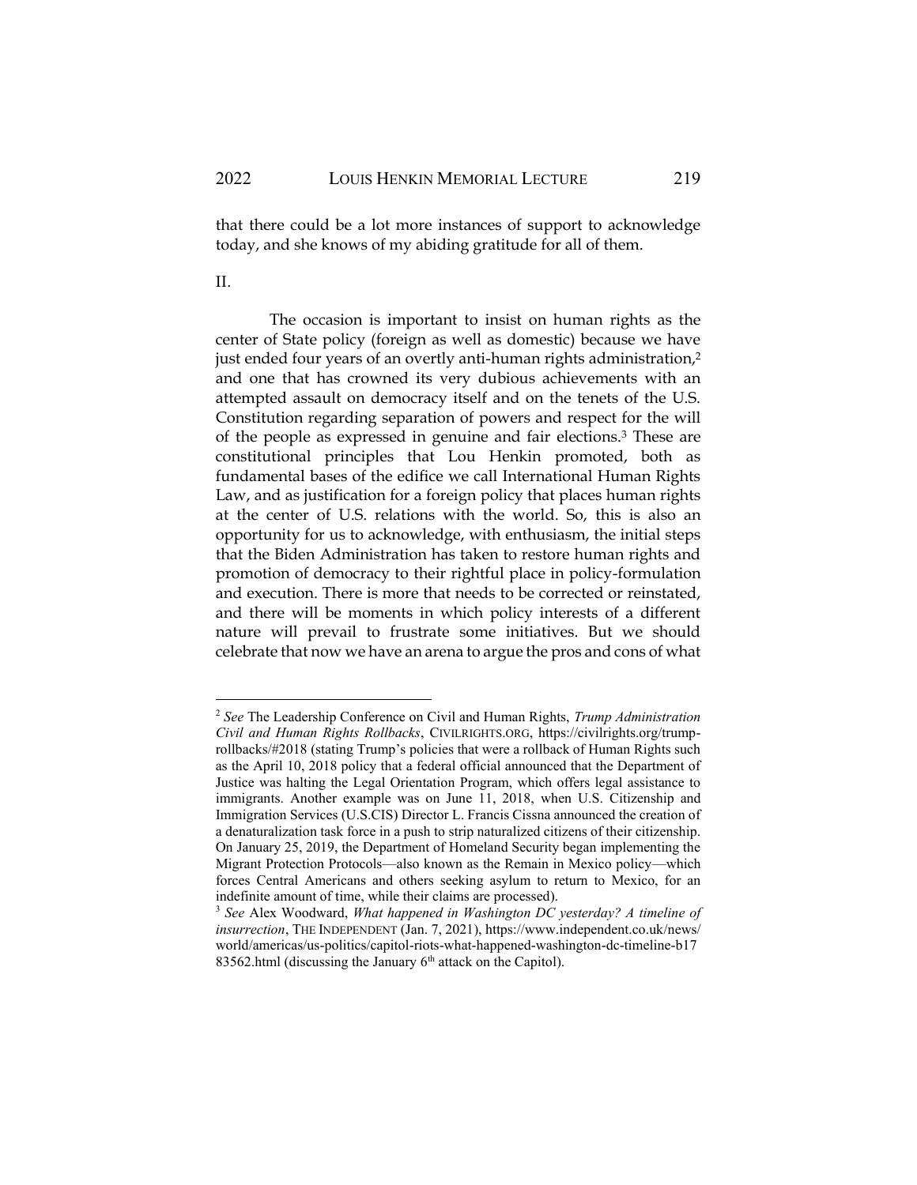that there could be a lot more instances of support to acknowledge today, and she knows of my abiding gratitude for all of them.

II.

The occasion is important to insist on human rights as the center of State policy (foreign as well as domestic) because we have just ended four years of an overtly anti-human rights administration,[2] and one that has crowned its very dubious achievements with an attempted assault on democracy itself and on the tenets of the U.S. Constitution regarding separation of powers and respect for the will of the people as expressed in genuine and fair elections.[3] These are constitutional principles that Lou Henkin promoted, both as fundamental bases of the edifice we call International Human Rights Law, and as justification for a foreign policy that places human rights at the center of U.S. relations with the world. So, this is also an opportunity for us to acknowledge, with enthusiasm, the initial steps that the Biden Administration has taken to restore human rights and promotion of democracy to their rightful place in policy-formulation and execution. There is more that needs to be corrected or reinstated, and there will be moments in which policy interests of a different nature will prevail to frustrate some initiatives. But we should celebrate that now we have an arena to argue the pros and cons of what

---

[2] *See* The Leadership Conference on Civil and Human Rights, *Trump Administration Civil and Human Rights Rollbacks*, CIVILRIGHTS.ORG, https://civilrights.org/trump-rollbacks/#2018 (stating Trump's policies that were a rollback of Human Rights such as the April 10, 2018 policy that a federal official announced that the Department of Justice was halting the Legal Orientation Program, which offers legal assistance to immigrants. Another example was on June 11, 2018, when U.S. Citizenship and Immigration Services (U.S.CIS) Director L. Francis Cissna announced the creation of a denaturalization task force in a push to strip naturalized citizens of their citizenship. On January 25, 2019, the Department of Homeland Security began implementing the Migrant Protection Protocols—also known as the Remain in Mexico policy—which forces Central Americans and others seeking asylum to return to Mexico, for an indefinite amount of time, while their claims are processed).

[3] *See* Alex Woodward, *What happened in Washington DC yesterday? A timeline of insurrection*, THE INDEPENDENT (Jan. 7, 2021), https://www.independent.co.uk/news/world/americas/us-politics/capitol-riots-what-happened-washington-dc-timeline-b1783562.html (discussing the January 6th attack on the Capitol).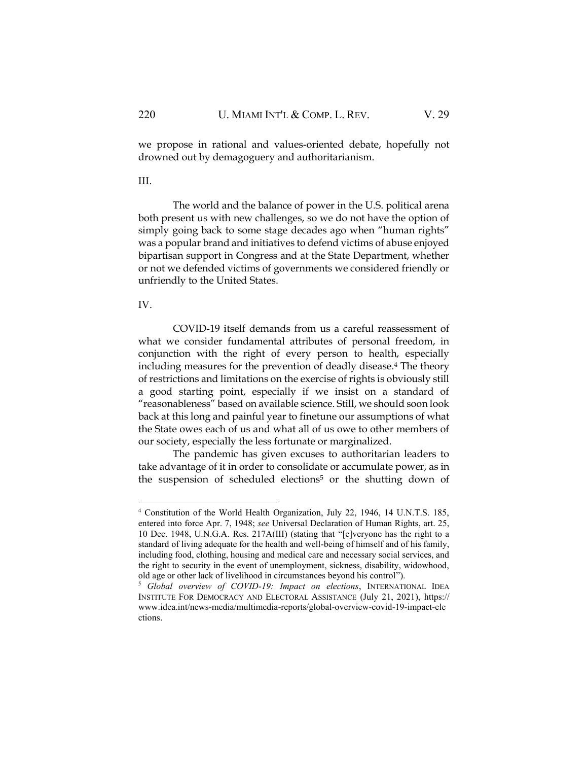we propose in rational and values-oriented debate, hopefully not drowned out by demagoguery and authoritarianism.

III.

The world and the balance of power in the U.S. political arena both present us with new challenges, so we do not have the option of simply going back to some stage decades ago when "human rights" was a popular brand and initiatives to defend victims of abuse enjoyed bipartisan support in Congress and at the State Department, whether or not we defended victims of governments we considered friendly or unfriendly to the United States.

IV.

COVID-19 itself demands from us a careful reassessment of what we consider fundamental attributes of personal freedom, in conjunction with the right of every person to health, especially including measures for the prevention of deadly disease.[4] The theory of restrictions and limitations on the exercise of rights is obviously still a good starting point, especially if we insist on a standard of "reasonableness" based on available science. Still, we should soon look back at this long and painful year to finetune our assumptions of what the State owes each of us and what all of us owe to other members of our society, especially the less fortunate or marginalized.

The pandemic has given excuses to authoritarian leaders to take advantage of it in order to consolidate or accumulate power, as in the suspension of scheduled elections[5] or the shutting down of

---

[4] Constitution of the World Health Organization, July 22, 1946, 14 U.N.T.S. 185, entered into force Apr. 7, 1948; *see* Universal Declaration of Human Rights, art. 25, 10 Dec. 1948, U.N.G.A. Res. 217A(III) (stating that "[e]veryone has the right to a standard of living adequate for the health and well-being of himself and of his family, including food, clothing, housing and medical care and necessary social services, and the right to security in the event of unemployment, sickness, disability, widowhood, old age or other lack of livelihood in circumstances beyond his control").

[5] *Global overview of COVID-19: Impact on elections*, INTERNATIONAL IDEA INSTITUTE FOR DEMOCRACY AND ELECTORAL ASSISTANCE (July 21, 2021), https://www.idea.int/news-media/multimedia-reports/global-overview-covid-19-impact-elections.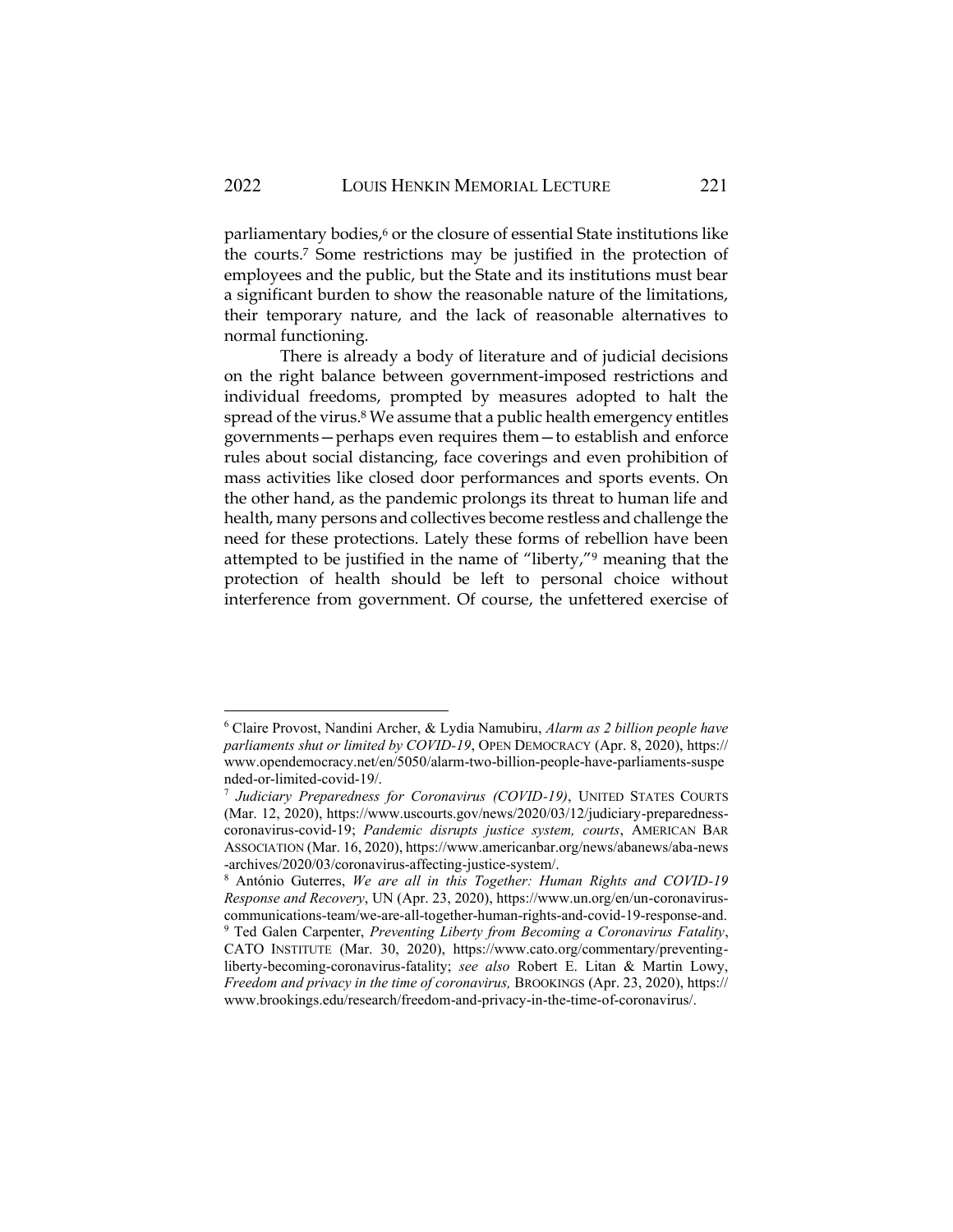parliamentary bodies,[6] or the closure of essential State institutions like the courts.[7] Some restrictions may be justified in the protection of employees and the public, but the State and its institutions must bear a significant burden to show the reasonable nature of the limitations, their temporary nature, and the lack of reasonable alternatives to normal functioning.

There is already a body of literature and of judicial decisions on the right balance between government-imposed restrictions and individual freedoms, prompted by measures adopted to halt the spread of the virus.[8] We assume that a public health emergency entitles governments—perhaps even requires them—to establish and enforce rules about social distancing, face coverings and even prohibition of mass activities like closed door performances and sports events. On the other hand, as the pandemic prolongs its threat to human life and health, many persons and collectives become restless and challenge the need for these protections. Lately these forms of rebellion have been attempted to be justified in the name of "liberty,"[9] meaning that the protection of health should be left to personal choice without interference from government. Of course, the unfettered exercise of

---

[6] Claire Provost, Nandini Archer, & Lydia Namubiru, *Alarm as 2 billion people have parliaments shut or limited by COVID-19*, OPEN DEMOCRACY (Apr. 8, 2020), https://www.opendemocracy.net/en/5050/alarm-two-billion-people-have-parliaments-suspended-or-limited-covid-19/.

[7] *Judiciary Preparedness for Coronavirus (COVID-19)*, UNITED STATES COURTS (Mar. 12, 2020), https://www.uscourts.gov/news/2020/03/12/judiciary-preparedness-coronavirus-covid-19; *Pandemic disrupts justice system, courts*, AMERICAN BAR ASSOCIATION (Mar. 16, 2020), https://www.americanbar.org/news/abanews/aba-news-archives/2020/03/coronavirus-affecting-justice-system/.

[8] António Guterres, *We are all in this Together: Human Rights and COVID-19 Response and Recovery*, UN (Apr. 23, 2020), https://www.un.org/en/un-coronavirus-communications-team/we-are-all-together-human-rights-and-covid-19-response-and.

[9] Ted Galen Carpenter, *Preventing Liberty from Becoming a Coronavirus Fatality*, CATO INSTITUTE (Mar. 30, 2020), https://www.cato.org/commentary/preventing-liberty-becoming-coronavirus-fatality; *see also* Robert E. Litan & Martin Lowy, *Freedom and privacy in the time of coronavirus,* BROOKINGS (Apr. 23, 2020), https://www.brookings.edu/research/freedom-and-privacy-in-the-time-of-coronavirus/.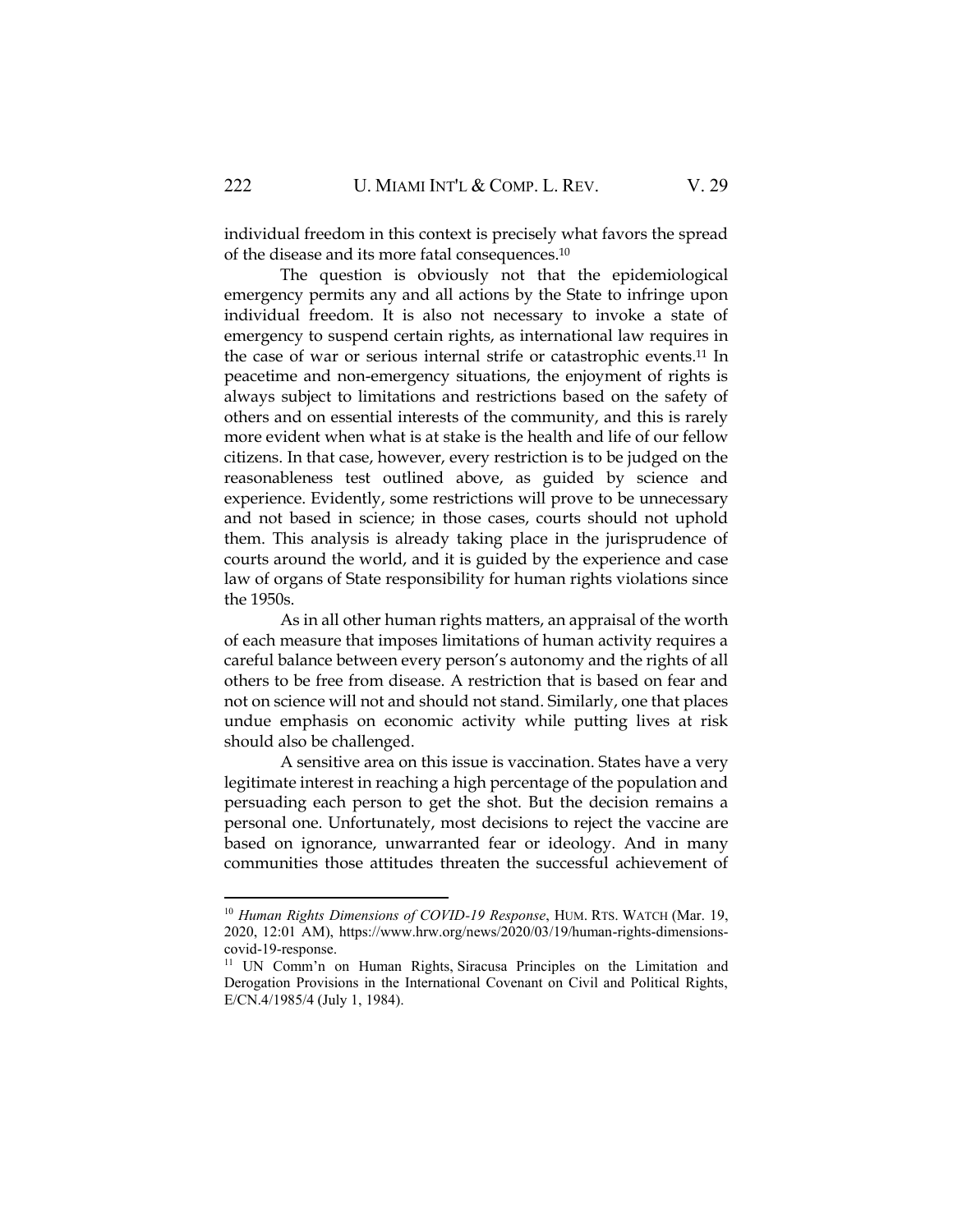individual freedom in this context is precisely what favors the spread of the disease and its more fatal consequences.[10]

The question is obviously not that the epidemiological emergency permits any and all actions by the State to infringe upon individual freedom. It is also not necessary to invoke a state of emergency to suspend certain rights, as international law requires in the case of war or serious internal strife or catastrophic events.[11] In peacetime and non-emergency situations, the enjoyment of rights is always subject to limitations and restrictions based on the safety of others and on essential interests of the community, and this is rarely more evident when what is at stake is the health and life of our fellow citizens. In that case, however, every restriction is to be judged on the reasonableness test outlined above, as guided by science and experience. Evidently, some restrictions will prove to be unnecessary and not based in science; in those cases, courts should not uphold them. This analysis is already taking place in the jurisprudence of courts around the world, and it is guided by the experience and case law of organs of State responsibility for human rights violations since the 1950s.

As in all other human rights matters, an appraisal of the worth of each measure that imposes limitations of human activity requires a careful balance between every person's autonomy and the rights of all others to be free from disease. A restriction that is based on fear and not on science will not and should not stand. Similarly, one that places undue emphasis on economic activity while putting lives at risk should also be challenged.

A sensitive area on this issue is vaccination. States have a very legitimate interest in reaching a high percentage of the population and persuading each person to get the shot. But the decision remains a personal one. Unfortunately, most decisions to reject the vaccine are based on ignorance, unwarranted fear or ideology. And in many communities those attitudes threaten the successful achievement of

---

[10] *Human Rights Dimensions of COVID-19 Response*, HUM. RTS. WATCH (Mar. 19, 2020, 12:01 AM), https://www.hrw.org/news/2020/03/19/human-rights-dimensions-covid-19-response.

[11] UN Comm'n on Human Rights, Siracusa Principles on the Limitation and Derogation Provisions in the International Covenant on Civil and Political Rights, E/CN.4/1985/4 (July 1, 1984).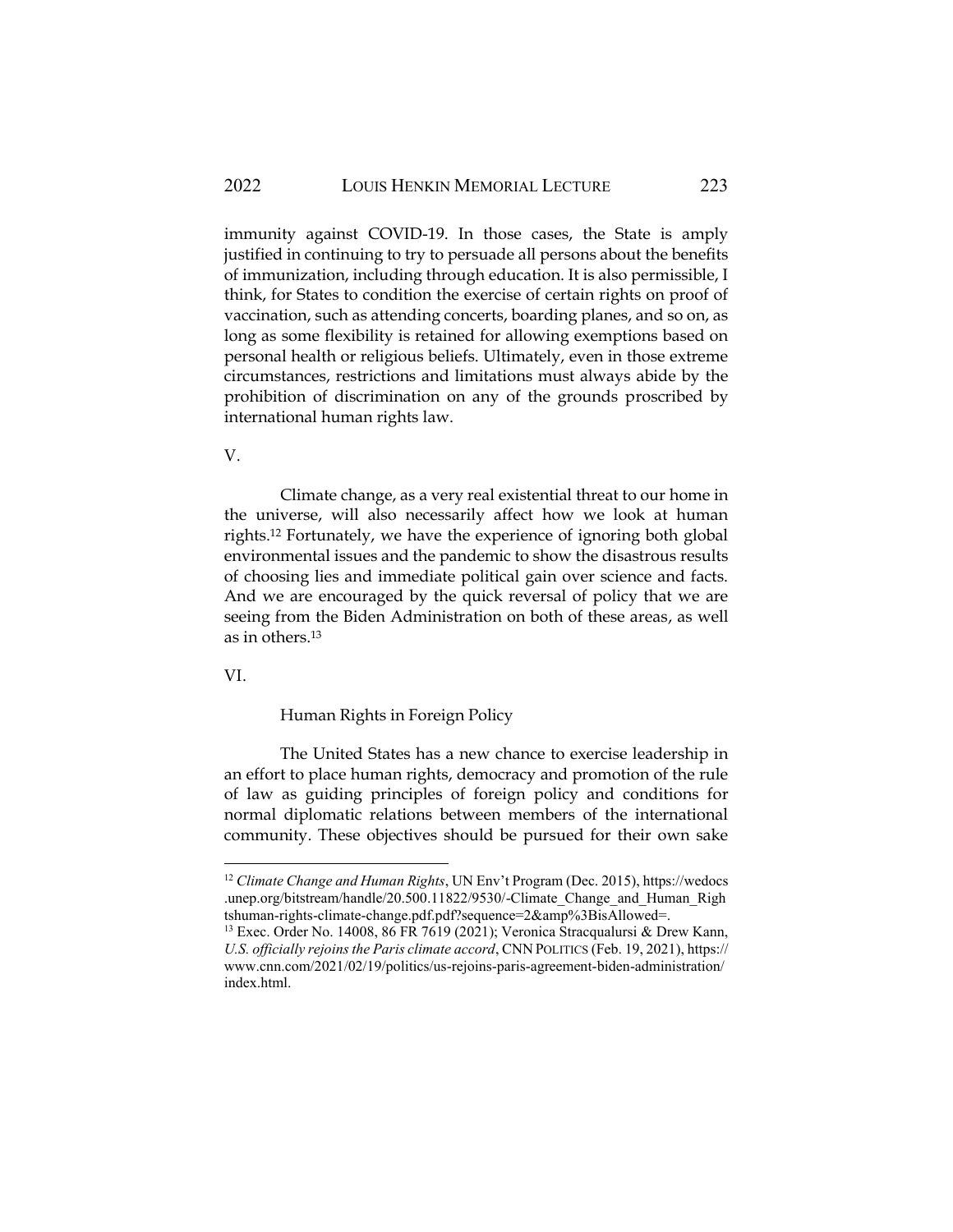immunity against COVID-19. In those cases, the State is amply justified in continuing to try to persuade all persons about the benefits of immunization, including through education. It is also permissible, I think, for States to condition the exercise of certain rights on proof of vaccination, such as attending concerts, boarding planes, and so on, as long as some flexibility is retained for allowing exemptions based on personal health or religious beliefs. Ultimately, even in those extreme circumstances, restrictions and limitations must always abide by the prohibition of discrimination on any of the grounds proscribed by international human rights law.

V.

Climate change, as a very real existential threat to our home in the universe, will also necessarily affect how we look at human rights.[12] Fortunately, we have the experience of ignoring both global environmental issues and the pandemic to show the disastrous results of choosing lies and immediate political gain over science and facts. And we are encouraged by the quick reversal of policy that we are seeing from the Biden Administration on both of these areas, as well as in others.[13]

VI.

Human Rights in Foreign Policy

The United States has a new chance to exercise leadership in an effort to place human rights, democracy and promotion of the rule of law as guiding principles of foreign policy and conditions for normal diplomatic relations between members of the international community. These objectives should be pursued for their own sake

---

[12] *Climate Change and Human Rights*, UN Env't Program (Dec. 2015), https://wedocs.unep.org/bitstream/handle/20.500.11822/9530/-Climate_Change_and_Human_Rightshuman-rights-climate-change.pdf.pdf?sequence=2&amp%3BisAllowed=.

[13] Exec. Order No. 14008, 86 FR 7619 (2021); Veronica Stracqualursi & Drew Kann, *U.S. officially rejoins the Paris climate accord*, CNN POLITICS (Feb. 19, 2021), https://www.cnn.com/2021/02/19/politics/us-rejoins-paris-agreement-biden-administration/index.html.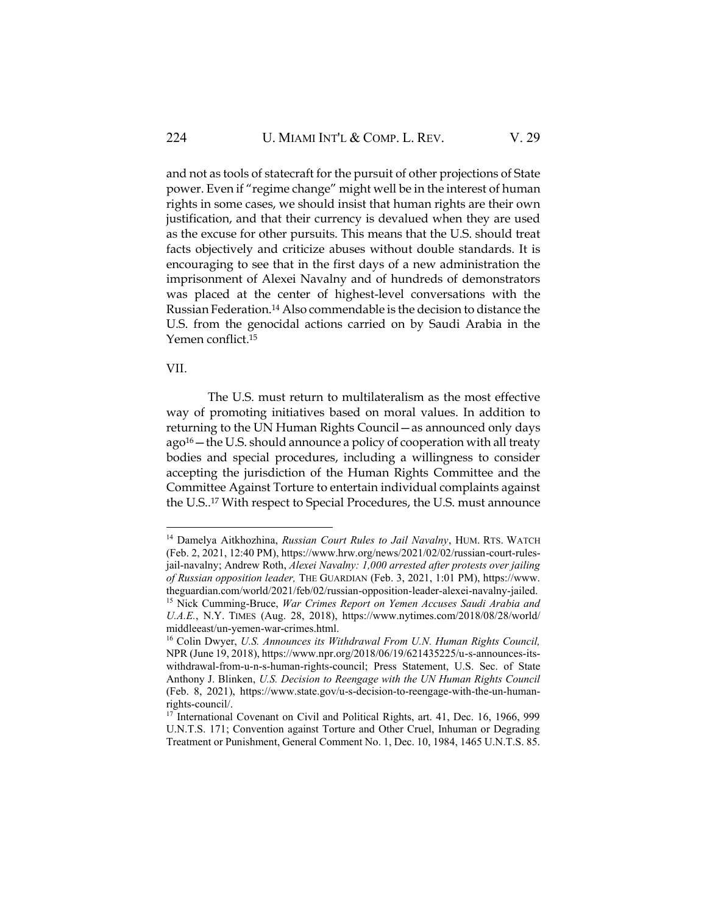and not as tools of statecraft for the pursuit of other projections of State power. Even if "regime change" might well be in the interest of human rights in some cases, we should insist that human rights are their own justification, and that their currency is devalued when they are used as the excuse for other pursuits. This means that the U.S. should treat facts objectively and criticize abuses without double standards. It is encouraging to see that in the first days of a new administration the imprisonment of Alexei Navalny and of hundreds of demonstrators was placed at the center of highest-level conversations with the Russian Federation.[14] Also commendable is the decision to distance the U.S. from the genocidal actions carried on by Saudi Arabia in the Yemen conflict.[15]

VII.

The U.S. must return to multilateralism as the most effective way of promoting initiatives based on moral values. In addition to returning to the UN Human Rights Council—as announced only days ago[16]—the U.S. should announce a policy of cooperation with all treaty bodies and special procedures, including a willingness to consider accepting the jurisdiction of the Human Rights Committee and the Committee Against Torture to entertain individual complaints against the U.S..[17] With respect to Special Procedures, the U.S. must announce

---

[14] Damelya Aitkhozhina, *Russian Court Rules to Jail Navalny*, HUM. RTS. WATCH (Feb. 2, 2021, 12:40 PM), https://www.hrw.org/news/2021/02/02/russian-court-rules-jail-navalny; Andrew Roth, *Alexei Navalny: 1,000 arrested after protests over jailing of Russian opposition leader,* THE GUARDIAN (Feb. 3, 2021, 1:01 PM), https://www.theguardian.com/world/2021/feb/02/russian-opposition-leader-alexei-navalny-jailed.

[15] Nick Cumming-Bruce, *War Crimes Report on Yemen Accuses Saudi Arabia and U.A.E.*, N.Y. TIMES (Aug. 28, 2018), https://www.nytimes.com/2018/08/28/world/middleeast/un-yemen-war-crimes.html.

[16] Colin Dwyer, *U.S. Announces its Withdrawal From U.N. Human Rights Council,* NPR (June 19, 2018), https://www.npr.org/2018/06/19/621435225/u-s-announces-its-withdrawal-from-u-n-s-human-rights-council; Press Statement, U.S. Sec. of State Anthony J. Blinken, *U.S. Decision to Reengage with the UN Human Rights Council* (Feb. 8, 2021), https://www.state.gov/u-s-decision-to-reengage-with-the-un-human-rights-council/.

[17] International Covenant on Civil and Political Rights, art. 41, Dec. 16, 1966, 999 U.N.T.S. 171; Convention against Torture and Other Cruel, Inhuman or Degrading Treatment or Punishment, General Comment No. 1, Dec. 10, 1984, 1465 U.N.T.S. 85.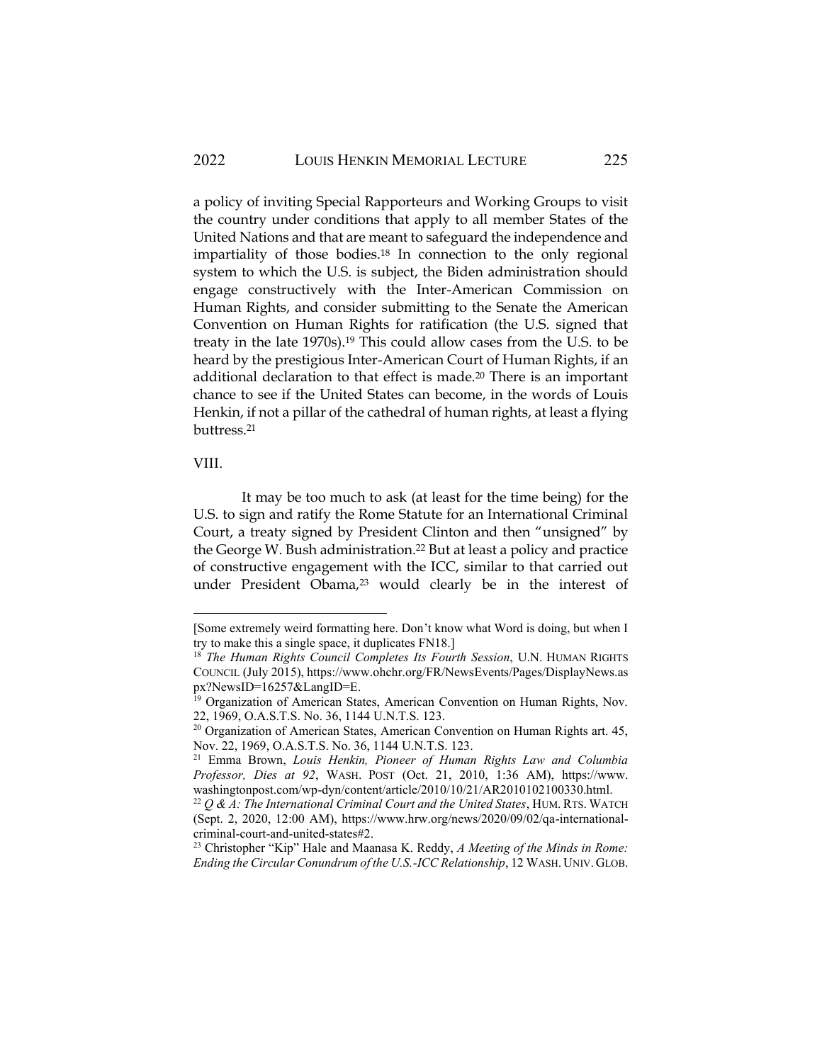a policy of inviting Special Rapporteurs and Working Groups to visit the country under conditions that apply to all member States of the United Nations and that are meant to safeguard the independence and impartiality of those bodies.[18] In connection to the only regional system to which the U.S. is subject, the Biden administration should engage constructively with the Inter-American Commission on Human Rights, and consider submitting to the Senate the American Convention on Human Rights for ratification (the U.S. signed that treaty in the late 1970s).[19] This could allow cases from the U.S. to be heard by the prestigious Inter-American Court of Human Rights, if an additional declaration to that effect is made.[20] There is an important chance to see if the United States can become, in the words of Louis Henkin, if not a pillar of the cathedral of human rights, at least a flying buttress.[21]

## VIII.

It may be too much to ask (at least for the time being) for the U.S. to sign and ratify the Rome Statute for an International Criminal Court, a treaty signed by President Clinton and then "unsigned" by the George W. Bush administration.[22] But at least a policy and practice of constructive engagement with the ICC, similar to that carried out under President Obama,[23] would clearly be in the interest of

---

[Some extremely weird formatting here. Don't know what Word is doing, but when I try to make this a single space, it duplicates FN18.]

[18] *The Human Rights Council Completes Its Fourth Session*, U.N. HUMAN RIGHTS COUNCIL (July 2015), https://www.ohchr.org/FR/NewsEvents/Pages/DisplayNews.aspx?NewsID=16257&LangID=E.

[19] Organization of American States, American Convention on Human Rights, Nov. 22, 1969, O.A.S.T.S. No. 36, 1144 U.N.T.S. 123.

[20] Organization of American States, American Convention on Human Rights art. 45, Nov. 22, 1969, O.A.S.T.S. No. 36, 1144 U.N.T.S. 123.

[21] Emma Brown, *Louis Henkin, Pioneer of Human Rights Law and Columbia Professor, Dies at 92*, WASH. POST (Oct. 21, 2010, 1:36 AM), https://www.washingtonpost.com/wp-dyn/content/article/2010/10/21/AR2010102100330.html.

[22] *Q & A: The International Criminal Court and the United States*, HUM. RTS. WATCH (Sept. 2, 2020, 12:00 AM), https://www.hrw.org/news/2020/09/02/qa-international-criminal-court-and-united-states#2.

[23] Christopher "Kip" Hale and Maanasa K. Reddy, *A Meeting of the Minds in Rome: Ending the Circular Conundrum of the U.S.-ICC Relationship*, 12 WASH. UNIV. GLOB.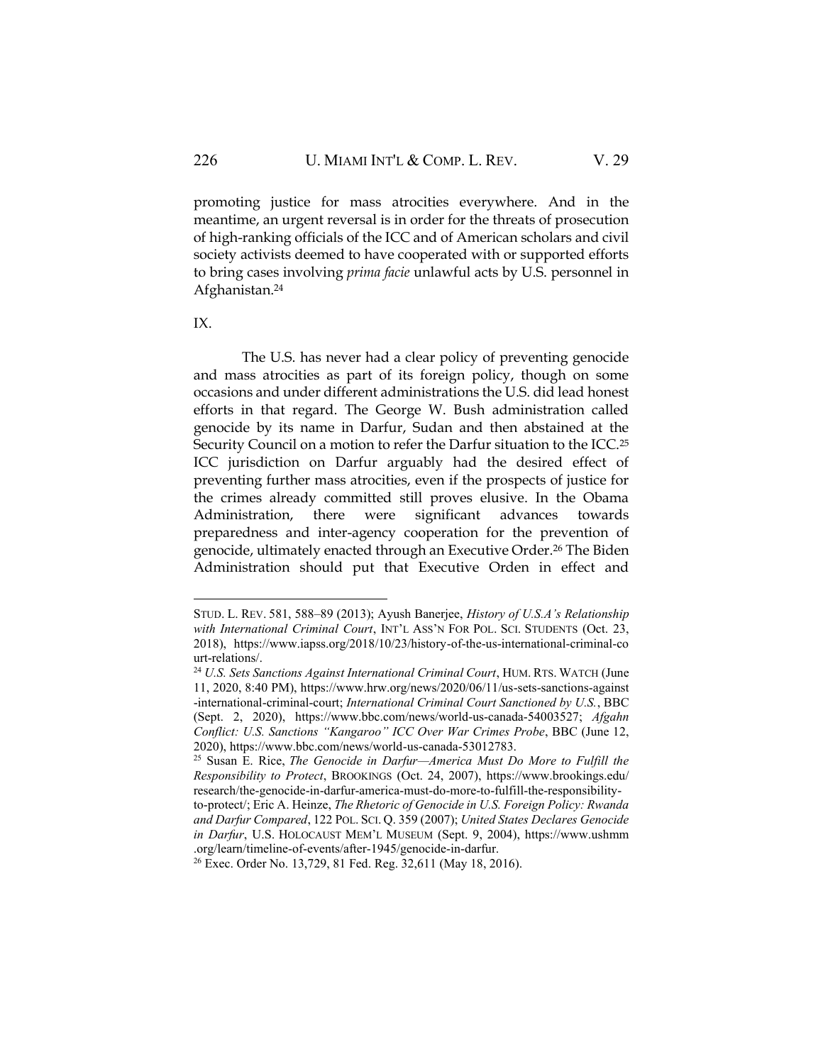promoting justice for mass atrocities everywhere. And in the meantime, an urgent reversal is in order for the threats of prosecution of high-ranking officials of the ICC and of American scholars and civil society activists deemed to have cooperated with or supported efforts to bring cases involving *prima facie* unlawful acts by U.S. personnel in Afghanistan.[24]

IX.

The U.S. has never had a clear policy of preventing genocide and mass atrocities as part of its foreign policy, though on some occasions and under different administrations the U.S. did lead honest efforts in that regard. The George W. Bush administration called genocide by its name in Darfur, Sudan and then abstained at the Security Council on a motion to refer the Darfur situation to the ICC.[25] ICC jurisdiction on Darfur arguably had the desired effect of preventing further mass atrocities, even if the prospects of justice for the crimes already committed still proves elusive. In the Obama Administration, there were significant advances towards preparedness and inter-agency cooperation for the prevention of genocide, ultimately enacted through an Executive Order.[26] The Biden Administration should put that Executive Orden in effect and

---

STUD. L. REV. 581, 588–89 (2013); Ayush Banerjee, *History of U.S.A's Relationship with International Criminal Court*, INT'L ASS'N FOR POL. SCI. STUDENTS (Oct. 23, 2018), https://www.iapss.org/2018/10/23/history-of-the-us-international-criminal-court-relations/.

[24] *U.S. Sets Sanctions Against International Criminal Court*, HUM. RTS. WATCH (June 11, 2020, 8:40 PM), https://www.hrw.org/news/2020/06/11/us-sets-sanctions-against-international-criminal-court; *International Criminal Court Sanctioned by U.S.*, BBC (Sept. 2, 2020), https://www.bbc.com/news/world-us-canada-54003527; *Afgahn Conflict: U.S. Sanctions "Kangaroo" ICC Over War Crimes Probe*, BBC (June 12, 2020), https://www.bbc.com/news/world-us-canada-53012783.

[25] Susan E. Rice, *The Genocide in Darfur—America Must Do More to Fulfill the Responsibility to Protect*, BROOKINGS (Oct. 24, 2007), https://www.brookings.edu/research/the-genocide-in-darfur-america-must-do-more-to-fulfill-the-responsibility-to-protect/; Eric A. Heinze, *The Rhetoric of Genocide in U.S. Foreign Policy: Rwanda and Darfur Compared*, 122 POL. SCI. Q. 359 (2007); *United States Declares Genocide in Darfur*, U.S. HOLOCAUST MEM'L MUSEUM (Sept. 9, 2004), https://www.ushmm.org/learn/timeline-of-events/after-1945/genocide-in-darfur.

[26] Exec. Order No. 13,729, 81 Fed. Reg. 32,611 (May 18, 2016).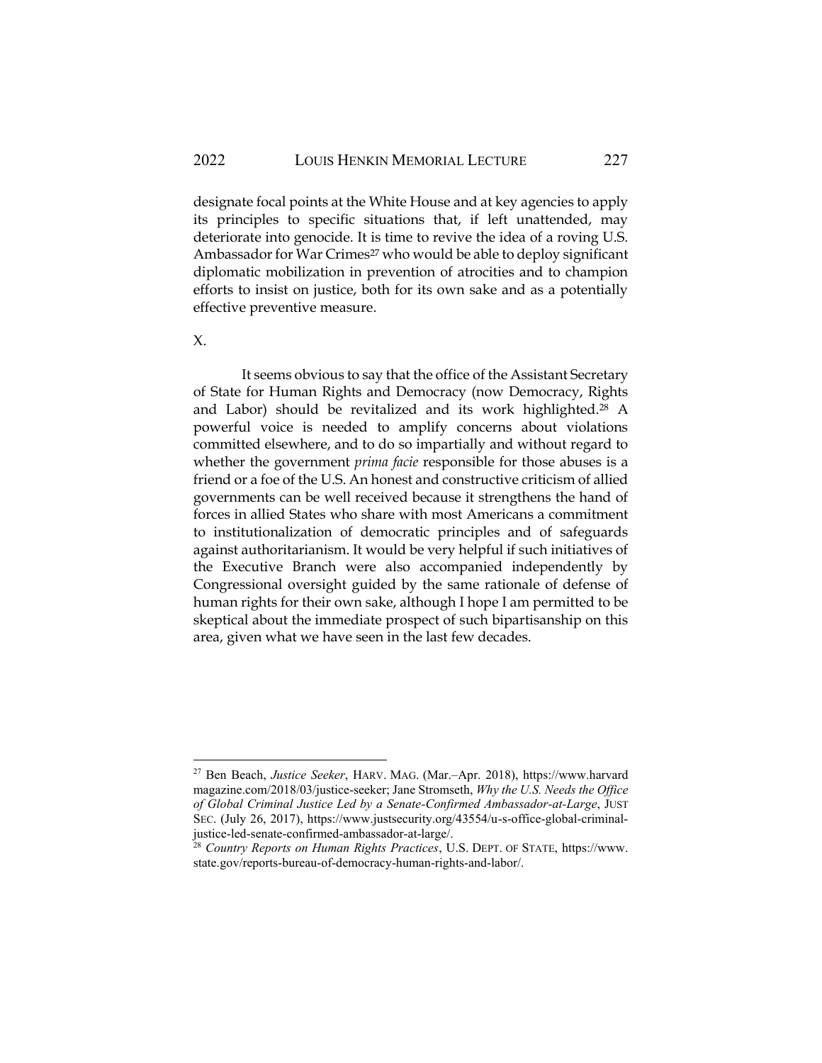designate focal points at the White House and at key agencies to apply its principles to specific situations that, if left unattended, may deteriorate into genocide. It is time to revive the idea of a roving U.S. Ambassador for War Crimes[27] who would be able to deploy significant diplomatic mobilization in prevention of atrocities and to champion efforts to insist on justice, both for its own sake and as a potentially effective preventive measure.

## X.

It seems obvious to say that the office of the Assistant Secretary of State for Human Rights and Democracy (now Democracy, Rights and Labor) should be revitalized and its work highlighted.[28] A powerful voice is needed to amplify concerns about violations committed elsewhere, and to do so impartially and without regard to whether the government *prima facie* responsible for those abuses is a friend or a foe of the U.S. An honest and constructive criticism of allied governments can be well received because it strengthens the hand of forces in allied States who share with most Americans a commitment to institutionalization of democratic principles and of safeguards against authoritarianism. It would be very helpful if such initiatives of the Executive Branch were also accompanied independently by Congressional oversight guided by the same rationale of defense of human rights for their own sake, although I hope I am permitted to be skeptical about the immediate prospect of such bipartisanship on this area, given what we have seen in the last few decades.

---

[27] Ben Beach, *Justice Seeker*, HARV. MAG. (Mar.–Apr. 2018), https://www.harvardmagazine.com/2018/03/justice-seeker; Jane Stromseth, *Why the U.S. Needs the Office of Global Criminal Justice Led by a Senate-Confirmed Ambassador-at-Large*, JUST SEC. (July 26, 2017), https://www.justsecurity.org/43554/u-s-office-global-criminal-justice-led-senate-confirmed-ambassador-at-large/.

[28] *Country Reports on Human Rights Practices*, U.S. DEPT. OF STATE, https://www.state.gov/reports-bureau-of-democracy-human-rights-and-labor/.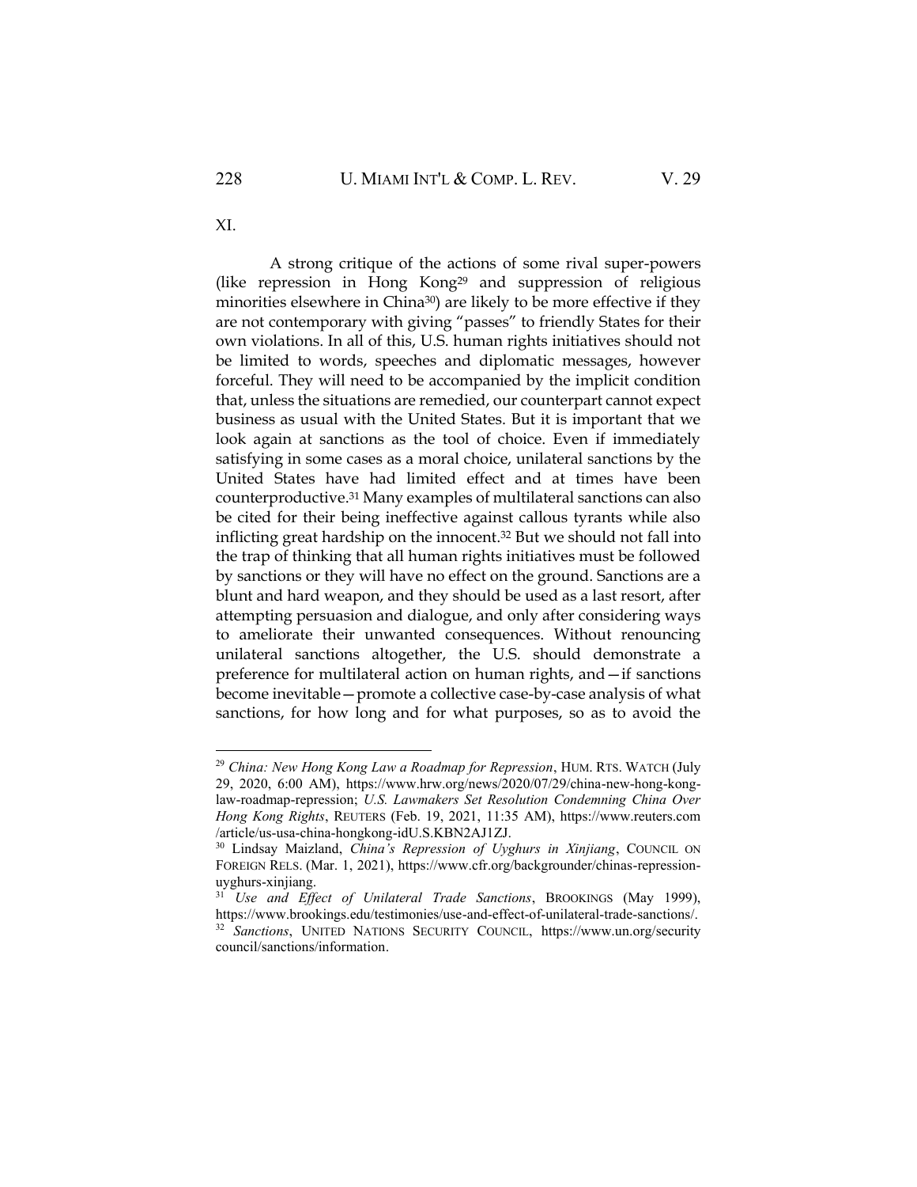XI.

A strong critique of the actions of some rival super-powers (like repression in Hong Kong[29] and suppression of religious minorities elsewhere in China[30]) are likely to be more effective if they are not contemporary with giving "passes" to friendly States for their own violations. In all of this, U.S. human rights initiatives should not be limited to words, speeches and diplomatic messages, however forceful. They will need to be accompanied by the implicit condition that, unless the situations are remedied, our counterpart cannot expect business as usual with the United States. But it is important that we look again at sanctions as the tool of choice. Even if immediately satisfying in some cases as a moral choice, unilateral sanctions by the United States have had limited effect and at times have been counterproductive.[31] Many examples of multilateral sanctions can also be cited for their being ineffective against callous tyrants while also inflicting great hardship on the innocent.[32] But we should not fall into the trap of thinking that all human rights initiatives must be followed by sanctions or they will have no effect on the ground. Sanctions are a blunt and hard weapon, and they should be used as a last resort, after attempting persuasion and dialogue, and only after considering ways to ameliorate their unwanted consequences. Without renouncing unilateral sanctions altogether, the U.S. should demonstrate a preference for multilateral action on human rights, and—if sanctions become inevitable—promote a collective case-by-case analysis of what sanctions, for how long and for what purposes, so as to avoid the

---

[29] *China: New Hong Kong Law a Roadmap for Repression*, HUM. RTS. WATCH (July 29, 2020, 6:00 AM), https://www.hrw.org/news/2020/07/29/china-new-hong-kong-law-roadmap-repression; *U.S. Lawmakers Set Resolution Condemning China Over Hong Kong Rights*, REUTERS (Feb. 19, 2021, 11:35 AM), https://www.reuters.com /article/us-usa-china-hongkong-idU.S.KBN2AJ1ZJ.

[30] Lindsay Maizland, *China's Repression of Uyghurs in Xinjiang*, COUNCIL ON FOREIGN RELS. (Mar. 1, 2021), https://www.cfr.org/backgrounder/chinas-repression-uyghurs-xinjiang.

[31] *Use and Effect of Unilateral Trade Sanctions*, BROOKINGS (May 1999), https://www.brookings.edu/testimonies/use-and-effect-of-unilateral-trade-sanctions/.

[32] *Sanctions*, UNITED NATIONS SECURITY COUNCIL, https://www.un.org/security council/sanctions/information.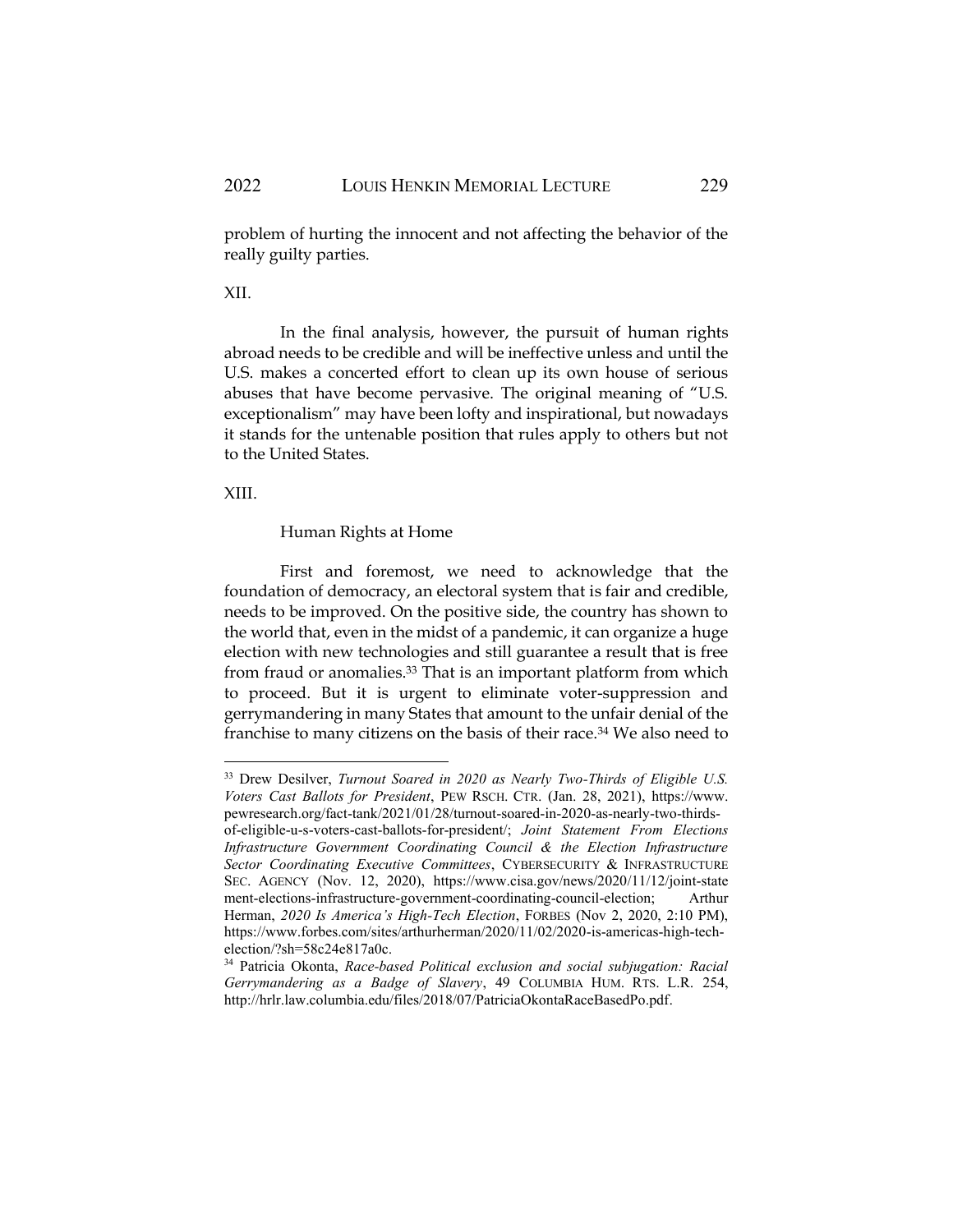problem of hurting the innocent and not affecting the behavior of the really guilty parties.

XII.

In the final analysis, however, the pursuit of human rights abroad needs to be credible and will be ineffective unless and until the U.S. makes a concerted effort to clean up its own house of serious abuses that have become pervasive. The original meaning of "U.S. exceptionalism" may have been lofty and inspirational, but nowadays it stands for the untenable position that rules apply to others but not to the United States.

XIII.

## Human Rights at Home

First and foremost, we need to acknowledge that the foundation of democracy, an electoral system that is fair and credible, needs to be improved. On the positive side, the country has shown to the world that, even in the midst of a pandemic, it can organize a huge election with new technologies and still guarantee a result that is free from fraud or anomalies.[33] That is an important platform from which to proceed. But it is urgent to eliminate voter-suppression and gerrymandering in many States that amount to the unfair denial of the franchise to many citizens on the basis of their race.[34] We also need to

---

[33] Drew Desilver, *Turnout Soared in 2020 as Nearly Two-Thirds of Eligible U.S. Voters Cast Ballots for President*, PEW RSCH. CTR. (Jan. 28, 2021), https://www.pewresearch.org/fact-tank/2021/01/28/turnout-soared-in-2020-as-nearly-two-thirds-of-eligible-u-s-voters-cast-ballots-for-president/; *Joint Statement From Elections Infrastructure Government Coordinating Council & the Election Infrastructure Sector Coordinating Executive Committees*, CYBERSECURITY & INFRASTRUCTURE SEC. AGENCY (Nov. 12, 2020), https://www.cisa.gov/news/2020/11/12/joint-statement-elections-infrastructure-government-coordinating-council-election; Arthur Herman, *2020 Is America's High-Tech Election*, FORBES (Nov 2, 2020, 2:10 PM), https://www.forbes.com/sites/arthurherman/2020/11/02/2020-is-americas-high-tech-election/?sh=58c24e817a0c.

[34] Patricia Okonta, *Race-based Political exclusion and social subjugation: Racial Gerrymandering as a Badge of Slavery*, 49 COLUMBIA HUM. RTS. L.R. 254, http://hrlr.law.columbia.edu/files/2018/07/PatriciaOkontaRaceBasedPo.pdf.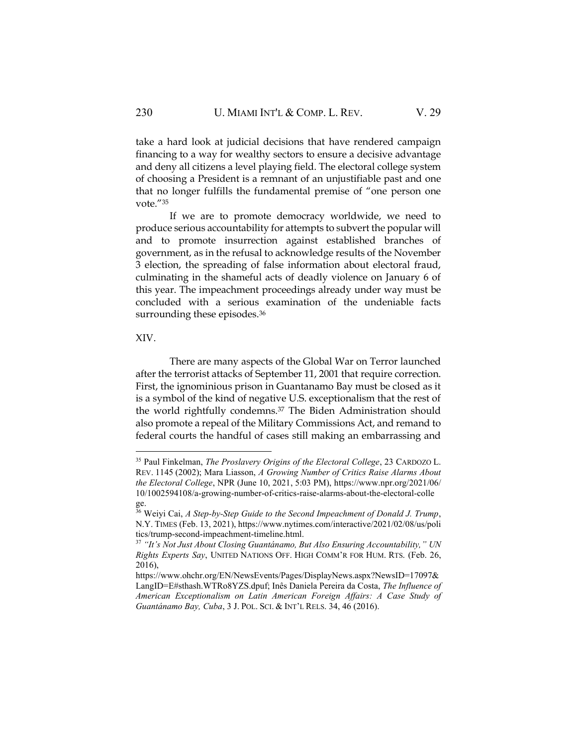take a hard look at judicial decisions that have rendered campaign financing to a way for wealthy sectors to ensure a decisive advantage and deny all citizens a level playing field. The electoral college system of choosing a President is a remnant of an unjustifiable past and one that no longer fulfills the fundamental premise of "one person one vote."[35]

If we are to promote democracy worldwide, we need to produce serious accountability for attempts to subvert the popular will and to promote insurrection against established branches of government, as in the refusal to acknowledge results of the November 3 election, the spreading of false information about electoral fraud, culminating in the shameful acts of deadly violence on January 6 of this year. The impeachment proceedings already under way must be concluded with a serious examination of the undeniable facts surrounding these episodes.[36]

## XIV.

There are many aspects of the Global War on Terror launched after the terrorist attacks of September 11, 2001 that require correction. First, the ignominious prison in Guantanamo Bay must be closed as it is a symbol of the kind of negative U.S. exceptionalism that the rest of the world rightfully condemns.[37] The Biden Administration should also promote a repeal of the Military Commissions Act, and remand to federal courts the handful of cases still making an embarrassing and

---

[35] Paul Finkelman, *The Proslavery Origins of the Electoral College*, 23 CARDOZO L. REV. 1145 (2002); Mara Liasson, *A Growing Number of Critics Raise Alarms About the Electoral College*, NPR (June 10, 2021, 5:03 PM), https://www.npr.org/2021/06/10/1002594108/a-growing-number-of-critics-raise-alarms-about-the-electoral-college.

[36] Weiyi Cai, *A Step-by-Step Guide to the Second Impeachment of Donald J. Trump*, N.Y. TIMES (Feb. 13, 2021), https://www.nytimes.com/interactive/2021/02/08/us/politics/trump-second-impeachment-timeline.html.

[37] *"It's Not Just About Closing Guantánamo, But Also Ensuring Accountability," UN Rights Experts Say*, UNITED NATIONS OFF. HIGH COMM'R FOR HUM. RTS. (Feb. 26, 2016), https://www.ohchr.org/EN/NewsEvents/Pages/DisplayNews.aspx?NewsID=17097&LangID=E#sthash.WTRo8YZS.dpuf; Inês Daniela Pereira da Costa, *The Influence of American Exceptionalism on Latin American Foreign Affairs: A Case Study of Guantánamo Bay, Cuba*, 3 J. POL. SCI. & INT'L RELS. 34, 46 (2016).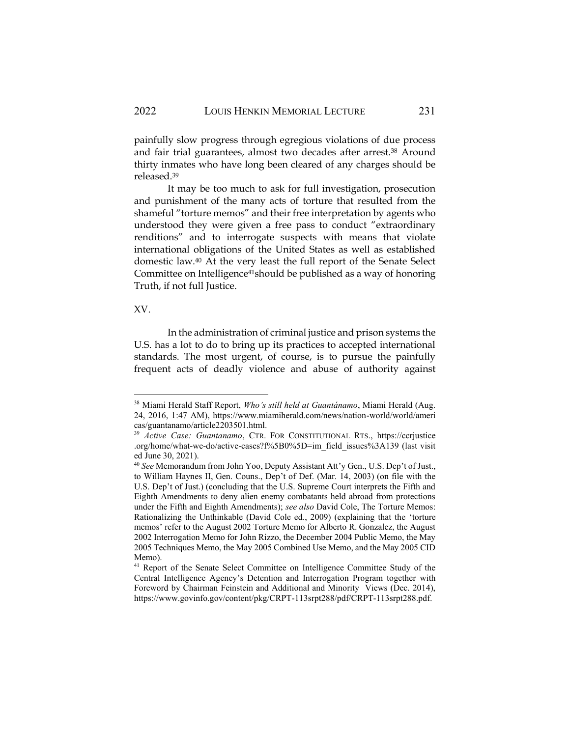painfully slow progress through egregious violations of due process and fair trial guarantees, almost two decades after arrest.[38] Around thirty inmates who have long been cleared of any charges should be released.[39]

It may be too much to ask for full investigation, prosecution and punishment of the many acts of torture that resulted from the shameful "torture memos" and their free interpretation by agents who understood they were given a free pass to conduct "extraordinary renditions" and to interrogate suspects with means that violate international obligations of the United States as well as established domestic law.[40] At the very least the full report of the Senate Select Committee on Intelligence[41]should be published as a way of honoring Truth, if not full Justice.

XV.

In the administration of criminal justice and prison systems the U.S. has a lot to do to bring up its practices to accepted international standards. The most urgent, of course, is to pursue the painfully frequent acts of deadly violence and abuse of authority against

---

[38] Miami Herald Staff Report, *Who's still held at Guantánamo*, Miami Herald (Aug. 24, 2016, 1:47 AM), https://www.miamiherald.com/news/nation-world/world/americas/guantanamo/article2203501.html.

[39] *Active Case: Guantanamo*, CTR. FOR CONSTITUTIONAL RTS., https://ccrjustice.org/home/what-we-do/active-cases?f%5B0%5D=im_field_issues%3A139 (last visited June 30, 2021).

[40] *See* Memorandum from John Yoo, Deputy Assistant Att'y Gen., U.S. Dep't of Just., to William Haynes II, Gen. Couns., Dep't of Def. (Mar. 14, 2003) (on file with the U.S. Dep't of Just.) (concluding that the U.S. Supreme Court interprets the Fifth and Eighth Amendments to deny alien enemy combatants held abroad from protections under the Fifth and Eighth Amendments); *see also* David Cole, The Torture Memos: Rationalizing the Unthinkable (David Cole ed., 2009) (explaining that the 'torture memos' refer to the August 2002 Torture Memo for Alberto R. Gonzalez, the August 2002 Interrogation Memo for John Rizzo, the December 2004 Public Memo, the May 2005 Techniques Memo, the May 2005 Combined Use Memo, and the May 2005 CID Memo).

[41] Report of the Senate Select Committee on Intelligence Committee Study of the Central Intelligence Agency's Detention and Interrogation Program together with Foreword by Chairman Feinstein and Additional and Minority Views (Dec. 2014), https://www.govinfo.gov/content/pkg/CRPT-113srpt288/pdf/CRPT-113srpt288.pdf.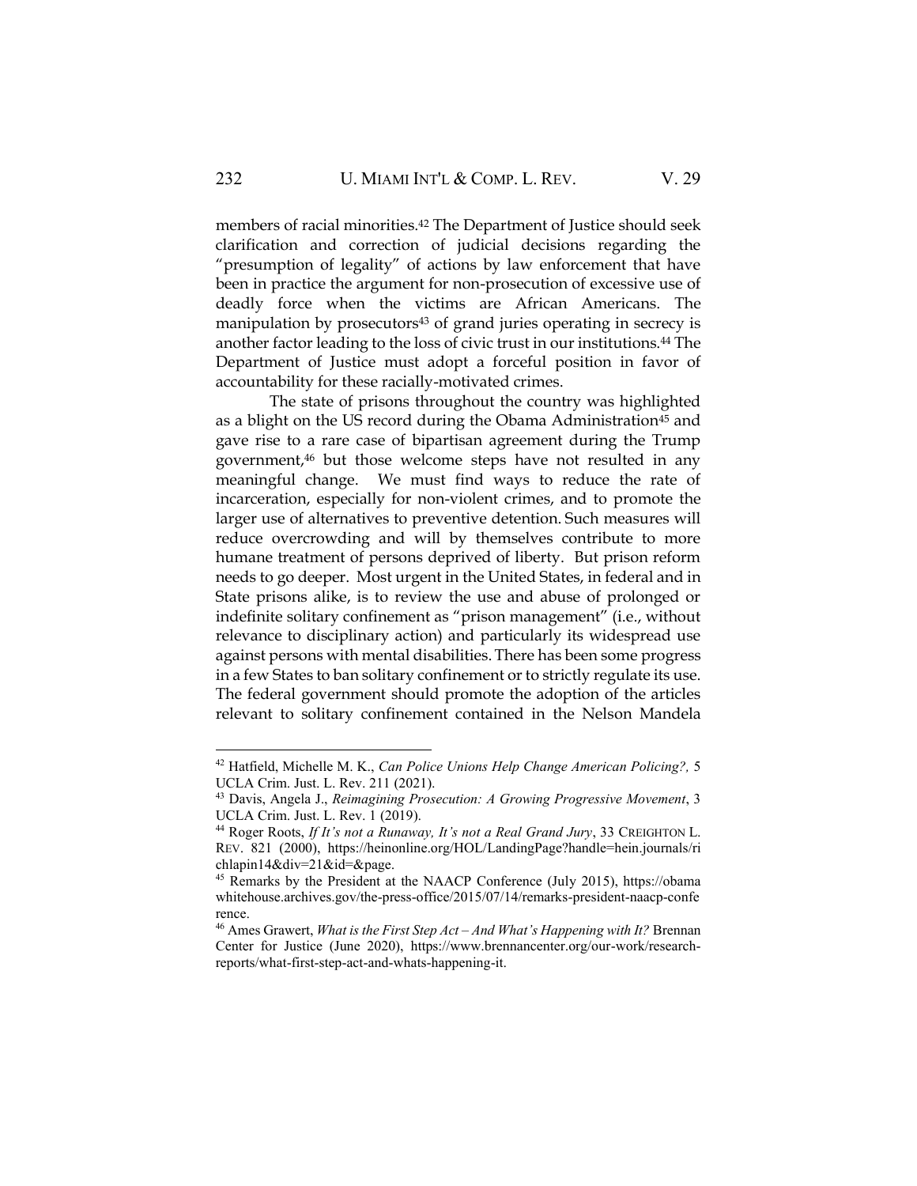members of racial minorities.[42] The Department of Justice should seek clarification and correction of judicial decisions regarding the "presumption of legality" of actions by law enforcement that have been in practice the argument for non-prosecution of excessive use of deadly force when the victims are African Americans. The manipulation by prosecutors[43] of grand juries operating in secrecy is another factor leading to the loss of civic trust in our institutions.[44] The Department of Justice must adopt a forceful position in favor of accountability for these racially-motivated crimes.

The state of prisons throughout the country was highlighted as a blight on the US record during the Obama Administration[45] and gave rise to a rare case of bipartisan agreement during the Trump government,[46] but those welcome steps have not resulted in any meaningful change. We must find ways to reduce the rate of incarceration, especially for non-violent crimes, and to promote the larger use of alternatives to preventive detention. Such measures will reduce overcrowding and will by themselves contribute to more humane treatment of persons deprived of liberty. But prison reform needs to go deeper. Most urgent in the United States, in federal and in State prisons alike, is to review the use and abuse of prolonged or indefinite solitary confinement as "prison management" (i.e., without relevance to disciplinary action) and particularly its widespread use against persons with mental disabilities. There has been some progress in a few States to ban solitary confinement or to strictly regulate its use. The federal government should promote the adoption of the articles relevant to solitary confinement contained in the Nelson Mandela

---

[42] Hatfield, Michelle M. K., *Can Police Unions Help Change American Policing?,* 5 UCLA Crim. Just. L. Rev. 211 (2021).

[43] Davis, Angela J., *Reimagining Prosecution: A Growing Progressive Movement*, 3 UCLA Crim. Just. L. Rev. 1 (2019).

[44] Roger Roots, *If It's not a Runaway, It's not a Real Grand Jury*, 33 CREIGHTON L. REV. 821 (2000), https://heinonline.org/HOL/LandingPage?handle=hein.journals/richlapin14&div=21&id=&page.

[45] Remarks by the President at the NAACP Conference (July 2015), https://obamawhitehouse.archives.gov/the-press-office/2015/07/14/remarks-president-naacp-conference.

[46] Ames Grawert, *What is the First Step Act – And What's Happening with It?* Brennan Center for Justice (June 2020), https://www.brennancenter.org/our-work/research-reports/what-first-step-act-and-whats-happening-it.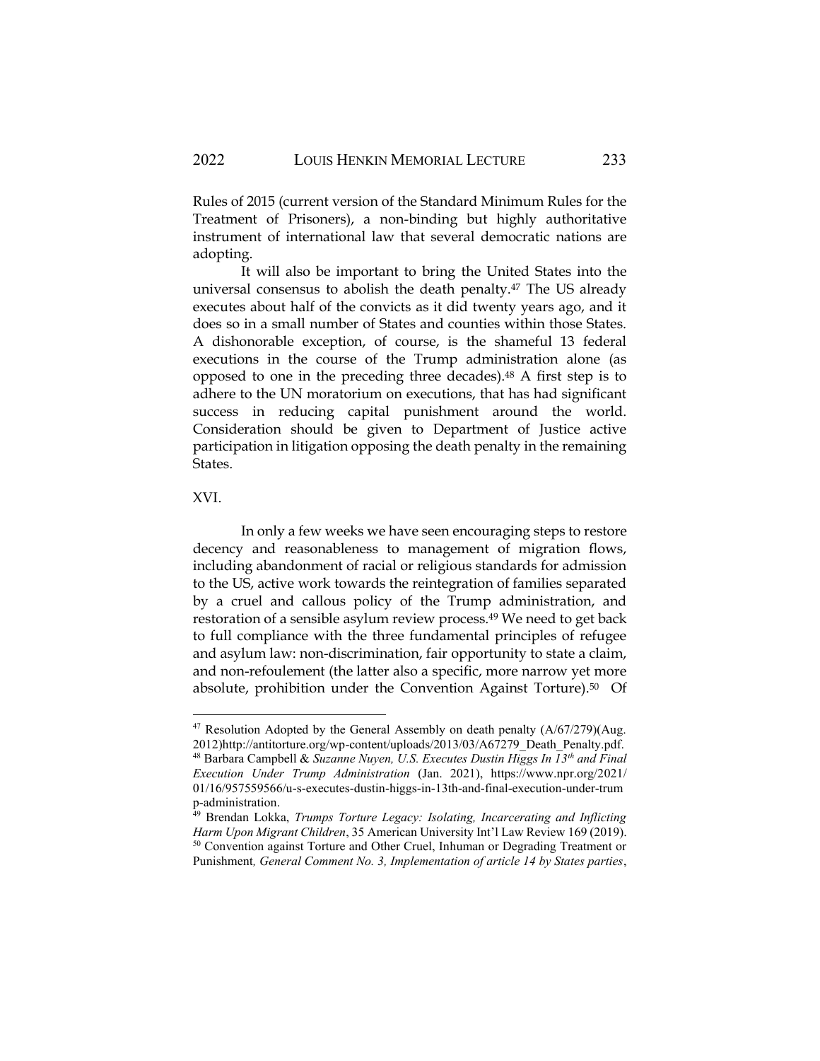Rules of 2015 (current version of the Standard Minimum Rules for the Treatment of Prisoners), a non-binding but highly authoritative instrument of international law that several democratic nations are adopting.

It will also be important to bring the United States into the universal consensus to abolish the death penalty.[47] The US already executes about half of the convicts as it did twenty years ago, and it does so in a small number of States and counties within those States. A dishonorable exception, of course, is the shameful 13 federal executions in the course of the Trump administration alone (as opposed to one in the preceding three decades).[48] A first step is to adhere to the UN moratorium on executions, that has had significant success in reducing capital punishment around the world. Consideration should be given to Department of Justice active participation in litigation opposing the death penalty in the remaining States.

## XVI.

In only a few weeks we have seen encouraging steps to restore decency and reasonableness to management of migration flows, including abandonment of racial or religious standards for admission to the US, active work towards the reintegration of families separated by a cruel and callous policy of the Trump administration, and restoration of a sensible asylum review process.[49] We need to get back to full compliance with the three fundamental principles of refugee and asylum law: non-discrimination, fair opportunity to state a claim, and non-refoulement (the latter also a specific, more narrow yet more absolute, prohibition under the Convention Against Torture).[50] Of

---

[47] Resolution Adopted by the General Assembly on death penalty (A/67/279)(Aug. 2012)http://antitorture.org/wp-content/uploads/2013/03/A67279_Death_Penalty.pdf.

[48] Barbara Campbell & *Suzanne Nuyen, U.S. Executes Dustin Higgs In 13th and Final Execution Under Trump Administration* (Jan. 2021), https://www.npr.org/2021/01/16/957559566/u-s-executes-dustin-higgs-in-13th-and-final-execution-under-trump-administration.

[49] Brendan Lokka, *Trumps Torture Legacy: Isolating, Incarcerating and Inflicting Harm Upon Migrant Children*, 35 American University Int'l Law Review 169 (2019).

[50] Convention against Torture and Other Cruel, Inhuman or Degrading Treatment or Punishment, *General Comment No. 3, Implementation of article 14 by States parties*,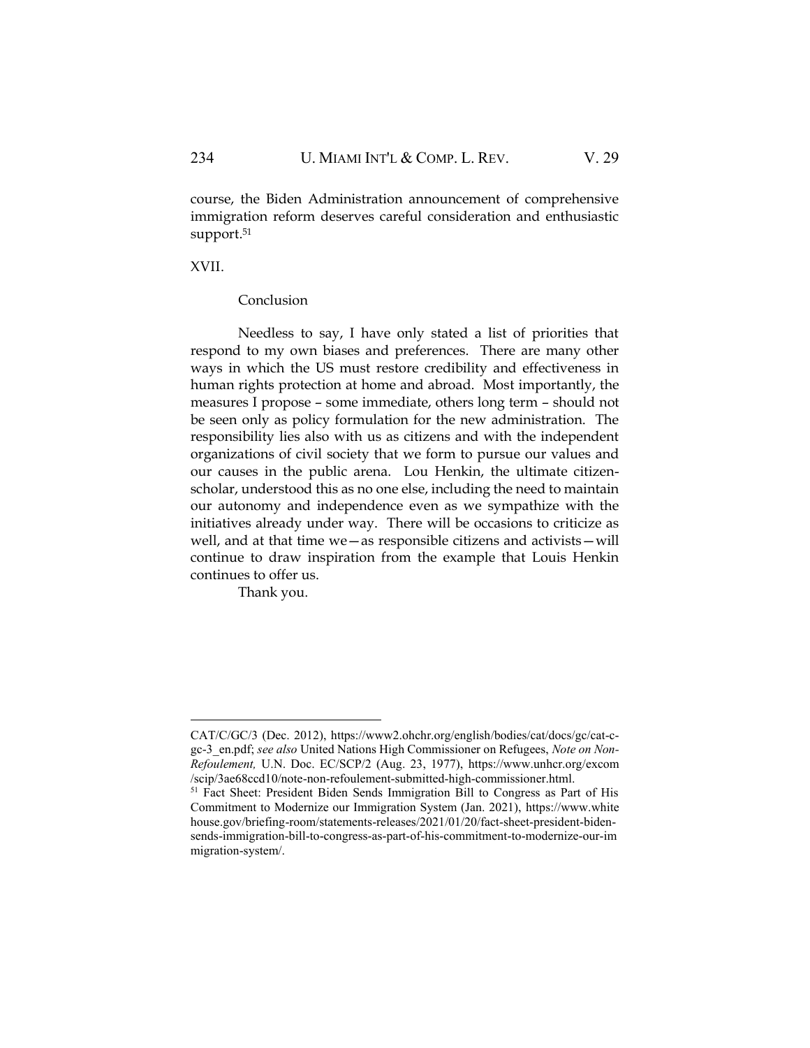course, the Biden Administration announcement of comprehensive immigration reform deserves careful consideration and enthusiastic support.[51]

## XVII.

### Conclusion

Needless to say, I have only stated a list of priorities that respond to my own biases and preferences. There are many other ways in which the US must restore credibility and effectiveness in human rights protection at home and abroad. Most importantly, the measures I propose – some immediate, others long term – should not be seen only as policy formulation for the new administration. The responsibility lies also with us as citizens and with the independent organizations of civil society that we form to pursue our values and our causes in the public arena. Lou Henkin, the ultimate citizen-scholar, understood this as no one else, including the need to maintain our autonomy and independence even as we sympathize with the initiatives already under way. There will be occasions to criticize as well, and at that time we—as responsible citizens and activists—will continue to draw inspiration from the example that Louis Henkin continues to offer us.

Thank you.

---

CAT/C/GC/3 (Dec. 2012), https://www2.ohchr.org/english/bodies/cat/docs/gc/cat-c-gc-3_en.pdf; *see also* United Nations High Commissioner on Refugees, *Note on Non-Refoulement,* U.N. Doc. EC/SCP/2 (Aug. 23, 1977), https://www.unhcr.org/excom/scip/3ae68ccd10/note-non-refoulement-submitted-high-commissioner.html.

[51] Fact Sheet: President Biden Sends Immigration Bill to Congress as Part of His Commitment to Modernize our Immigration System (Jan. 2021), https://www.whitehouse.gov/briefing-room/statements-releases/2021/01/20/fact-sheet-president-biden-sends-immigration-bill-to-congress-as-part-of-his-commitment-to-modernize-our-immigration-system/.